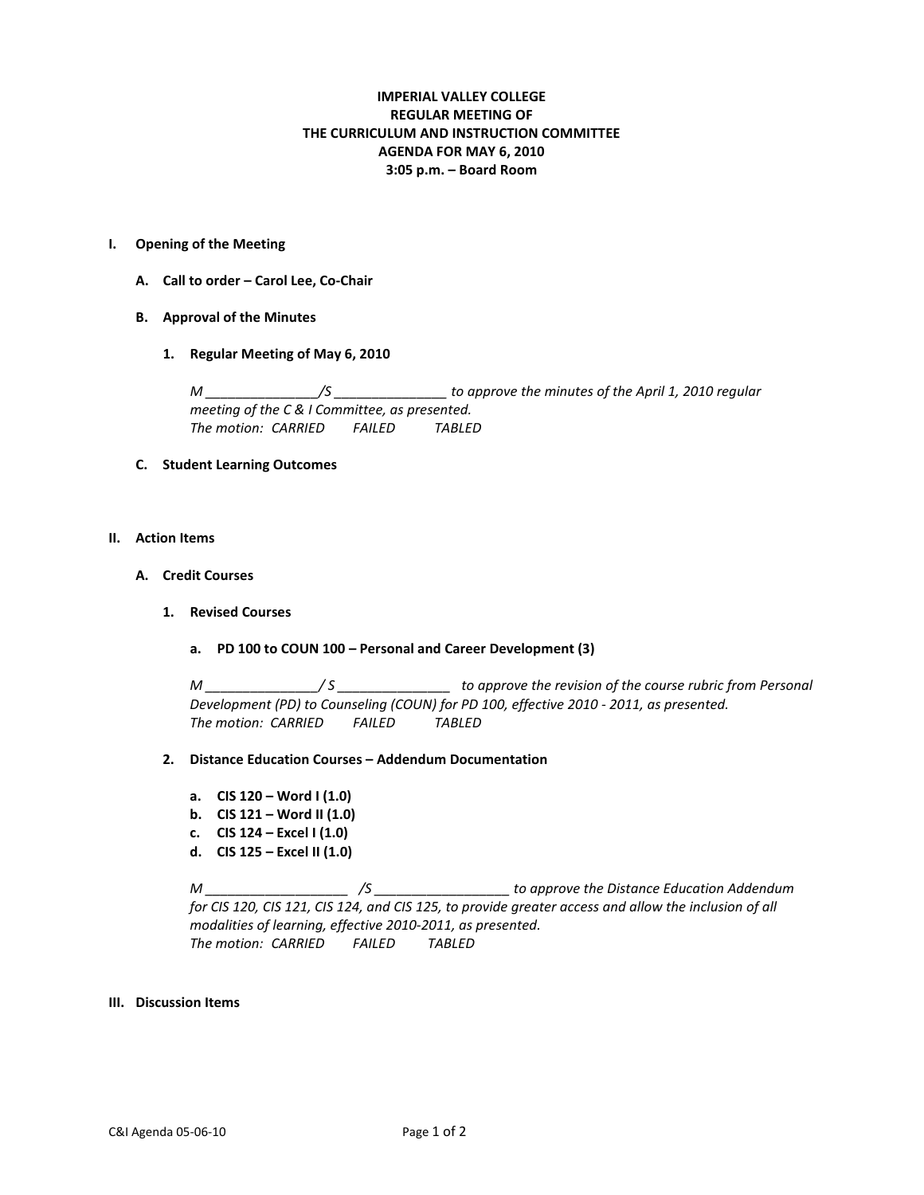**IMPERIAL VALLEY COLLEGE**
**REGULAR MEETING OF**
**THE CURRICULUM AND INSTRUCTION COMMITTEE**
**AGENDA FOR MAY 6, 2010**
**3:05 p.m. – Board Room**

**I. Opening of the Meeting**

**A. Call to order – Carol Lee, Co-Chair**

**B. Approval of the Minutes**

**1. Regular Meeting of May 6, 2010**

*M _______________/S _______________ to approve the minutes of the April 1, 2010 regular meeting of the C & I Committee, as presented.*
*The motion: CARRIED FAILED TABLED*

**C. Student Learning Outcomes**

**II. Action Items**

**A. Credit Courses**

**1. Revised Courses**

**a. PD 100 to COUN 100 – Personal and Career Development (3)**

*M _______________/ S _______________ to approve the revision of the course rubric from Personal Development (PD) to Counseling (COUN) for PD 100, effective 2010 - 2011, as presented.*
*The motion: CARRIED FAILED TABLED*

**2. Distance Education Courses – Addendum Documentation**

**a. CIS 120 – Word I (1.0)**
**b. CIS 121 – Word II (1.0)**
**c. CIS 124 – Excel I (1.0)**
**d. CIS 125 – Excel II (1.0)**

*M ___________________ /S __________________ to approve the Distance Education Addendum for CIS 120, CIS 121, CIS 124, and CIS 125, to provide greater access and allow the inclusion of all modalities of learning, effective 2010-2011, as presented.*
*The motion: CARRIED FAILED TABLED*

**III. Discussion Items**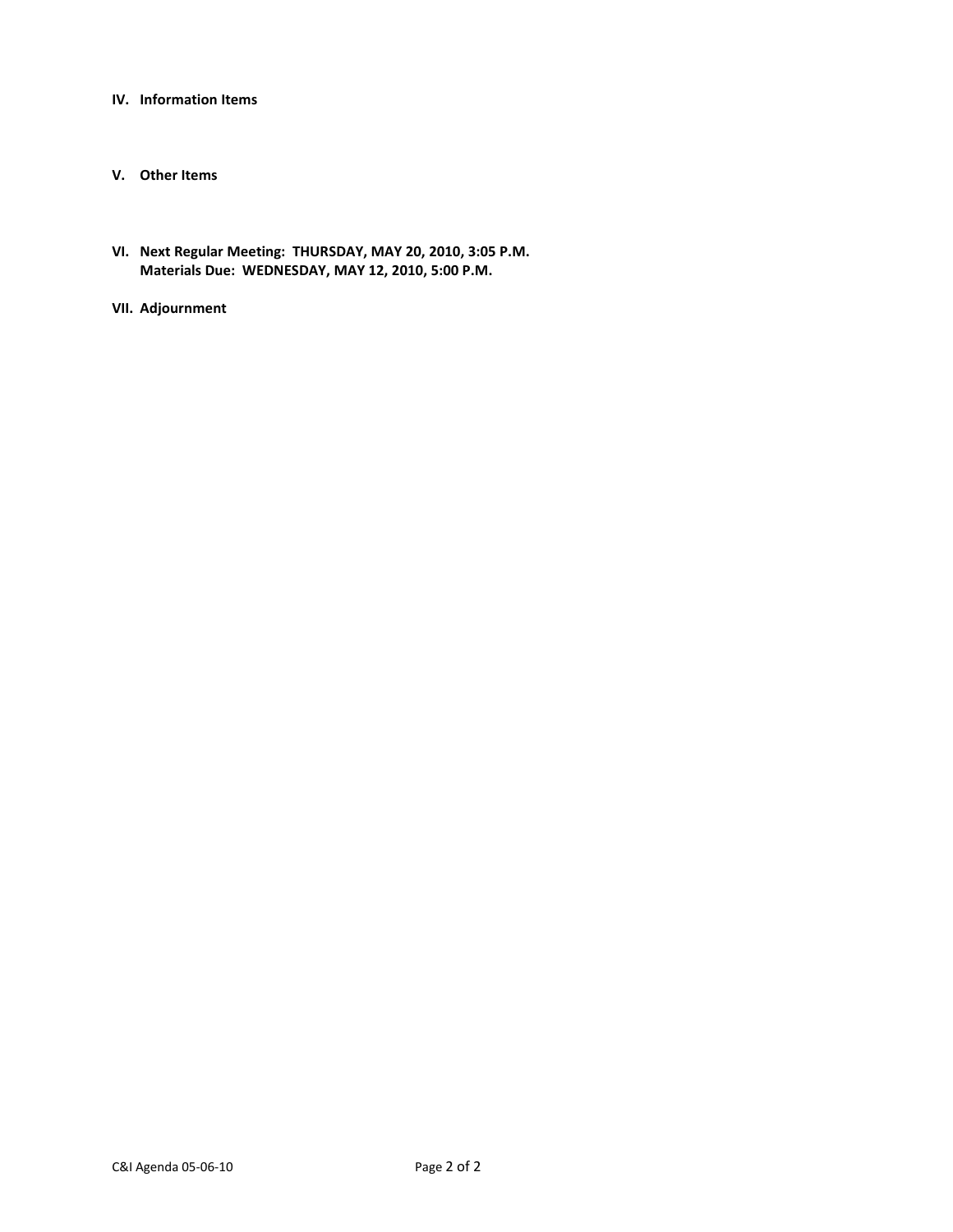**IV. Information Items**

**V. Other Items**

**VI. Next Regular Meeting: THURSDAY, MAY 20, 2010, 3:05 P.M.**
**Materials Due: WEDNESDAY, MAY 12, 2010, 5:00 P.M.**

**VII. Adjournment**